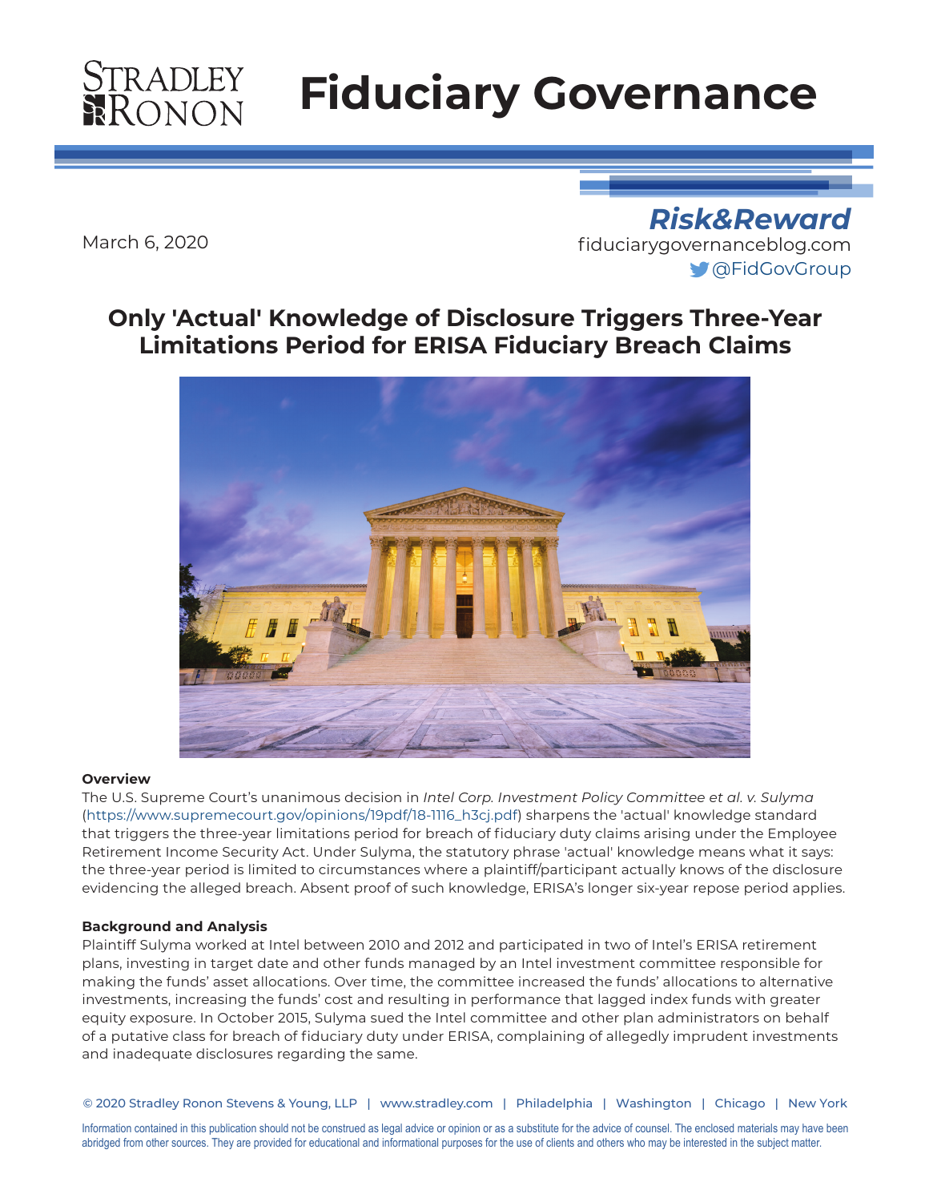# Fiduciary Governance

Risk&Reward
fiduciarygovernanceblog.com
@FidGovGroup

March 6, 2020

## Only 'Actual' Knowledge of Disclosure Triggers Three-Year Limitations Period for ERISA Fiduciary Breach Claims

### Overview

The U.S. Supreme Court's unanimous decision in *Intel Corp. Investment Policy Committee et al. v. Sulyma* (https://www.supremecourt.gov/opinions/19pdf/18-1116_h3cj.pdf) sharpens the 'actual' knowledge standard that triggers the three-year limitations period for breach of fiduciary duty claims arising under the Employee Retirement Income Security Act. Under Sulyma, the statutory phrase 'actual' knowledge means what it says: the three-year period is limited to circumstances where a plaintiff/participant actually knows of the disclosure evidencing the alleged breach. Absent proof of such knowledge, ERISA's longer six-year repose period applies.

### Background and Analysis

Plaintiff Sulyma worked at Intel between 2010 and 2012 and participated in two of Intel's ERISA retirement plans, investing in target date and other funds managed by an Intel investment committee responsible for making the funds' asset allocations. Over time, the committee increased the funds' allocations to alternative investments, increasing the funds' cost and resulting in performance that lagged index funds with greater equity exposure. In October 2015, Sulyma sued the Intel committee and other plan administrators on behalf of a putative class for breach of fiduciary duty under ERISA, complaining of allegedly imprudent investments and inadequate disclosures regarding the same.

© 2020 Stradley Ronon Stevens & Young, LLP | www.stradley.com | Philadelphia | Washington | Chicago | New York

Information contained in this publication should not be construed as legal advice or opinion or as a substitute for the advice of counsel. The enclosed materials may have been abridged from other sources. They are provided for educational and informational purposes for the use of clients and others who may be interested in the subject matter.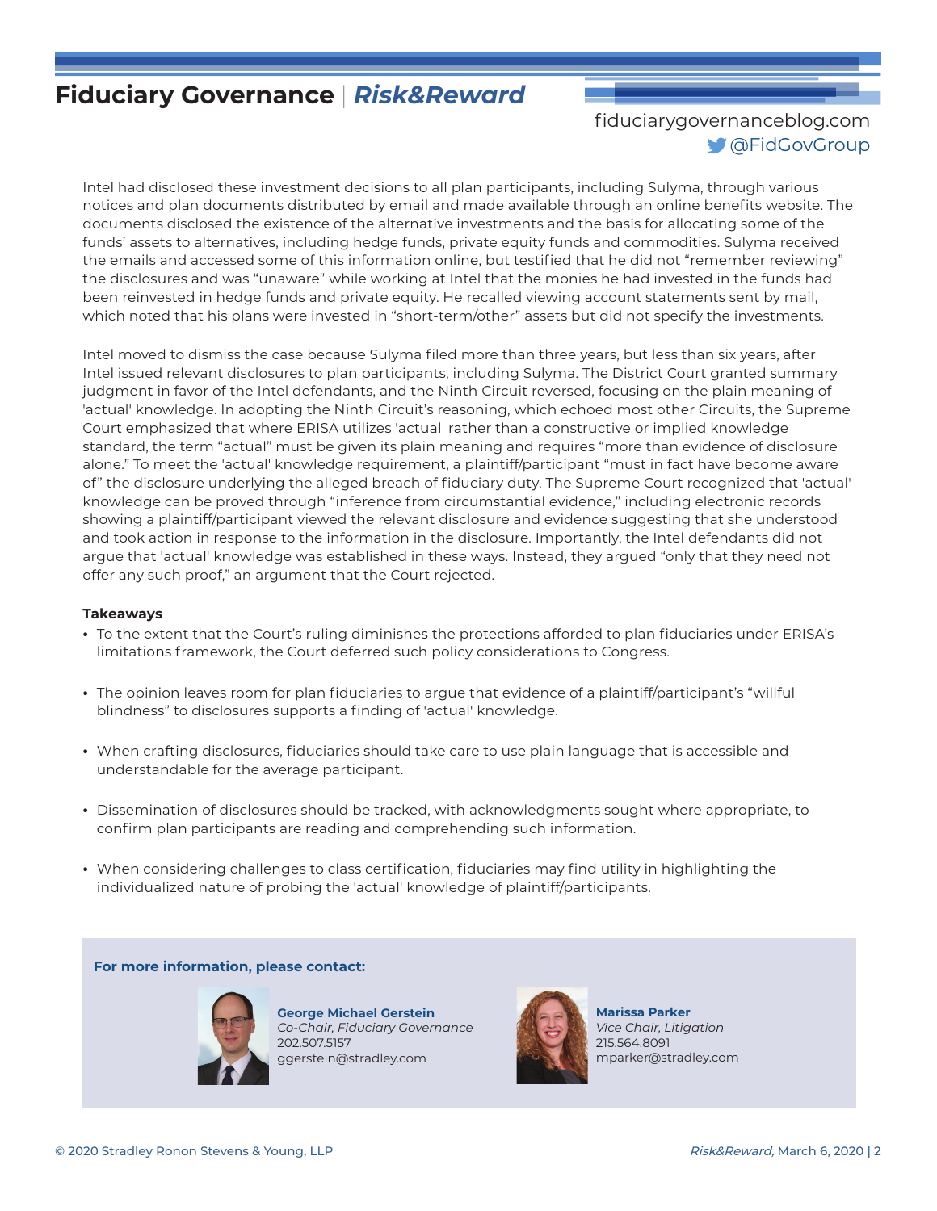Intel had disclosed these investment decisions to all plan participants, including Sulyma, through various notices and plan documents distributed by email and made available through an online benefits website. The documents disclosed the existence of the alternative investments and the basis for allocating some of the funds' assets to alternatives, including hedge funds, private equity funds and commodities. Sulyma received the emails and accessed some of this information online, but testified that he did not "remember reviewing" the disclosures and was "unaware" while working at Intel that the monies he had invested in the funds had been reinvested in hedge funds and private equity. He recalled viewing account statements sent by mail, which noted that his plans were invested in "short-term/other" assets but did not specify the investments.

Intel moved to dismiss the case because Sulyma filed more than three years, but less than six years, after Intel issued relevant disclosures to plan participants, including Sulyma. The District Court granted summary judgment in favor of the Intel defendants, and the Ninth Circuit reversed, focusing on the plain meaning of 'actual' knowledge. In adopting the Ninth Circuit's reasoning, which echoed most other Circuits, the Supreme Court emphasized that where ERISA utilizes 'actual' rather than a constructive or implied knowledge standard, the term "actual" must be given its plain meaning and requires "more than evidence of disclosure alone." To meet the 'actual' knowledge requirement, a plaintiff/participant "must in fact have become aware of" the disclosure underlying the alleged breach of fiduciary duty. The Supreme Court recognized that 'actual' knowledge can be proved through "inference from circumstantial evidence," including electronic records showing a plaintiff/participant viewed the relevant disclosure and evidence suggesting that she understood and took action in response to the information in the disclosure. Importantly, the Intel defendants did not argue that 'actual' knowledge was established in these ways. Instead, they argued "only that they need not offer any such proof," an argument that the Court rejected.

**Takeaways**

- To the extent that the Court's ruling diminishes the protections afforded to plan fiduciaries under ERISA's limitations framework, the Court deferred such policy considerations to Congress.
- The opinion leaves room for plan fiduciaries to argue that evidence of a plaintiff/participant's "willful blindness" to disclosures supports a finding of 'actual' knowledge.
- When crafting disclosures, fiduciaries should take care to use plain language that is accessible and understandable for the average participant.
- Dissemination of disclosures should be tracked, with acknowledgments sought where appropriate, to confirm plan participants are reading and comprehending such information.
- When considering challenges to class certification, fiduciaries may find utility in highlighting the individualized nature of probing the 'actual' knowledge of plaintiff/participants.

**For more information, please contact:**

**George Michael Gerstein**
*Co-Chair, Fiduciary Governance*
202.507.5157
ggerstein@stradley.com

**Marissa Parker**
*Vice Chair, Litigation*
215.564.8091
mparker@stradley.com

© 2020 Stradley Ronon Stevens & Young, LLP